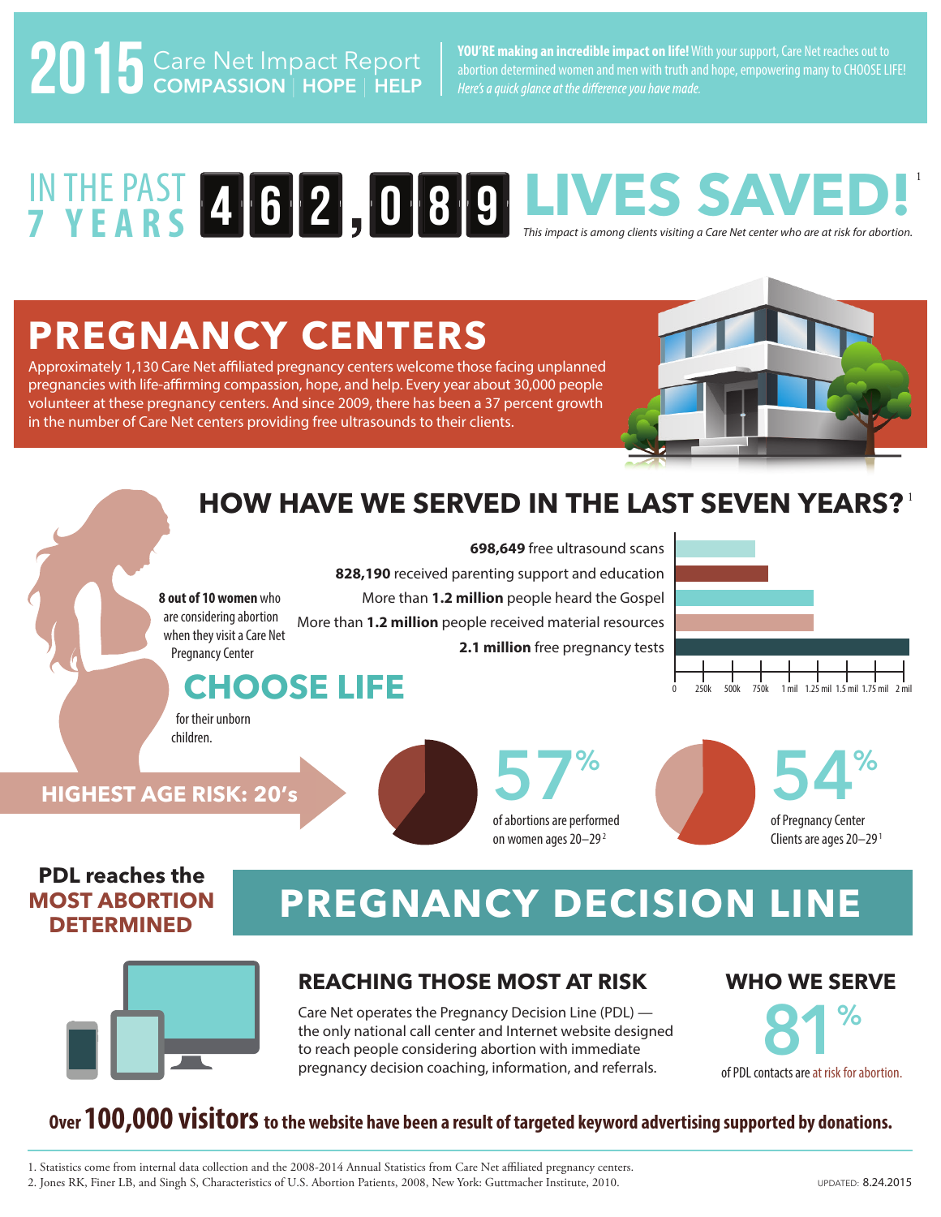# 2015 Care Net Impact Report

COMPASSION | HOPE | HELP

**YOU'RE making an incredible impact on life!** With your support, Care Net reaches out to abortion determined women and men with truth and hope, empowering many to CHOOSE LIFE! *Here's a quick glance at the difference you have made.*

## IN THE PAST 7 YEARS 462,089 LIVES SAVED![1]

*This impact is among clients visiting a Care Net center who are at risk for abortion.*

## PREGNANCY CENTERS

Approximately 1,130 Care Net affiliated pregnancy centers welcome those facing unplanned pregnancies with life-affirming compassion, hope, and help. Every year about 30,000 people volunteer at these pregnancy centers. And since 2009, there has been a 37 percent growth in the number of Care Net centers providing free ultrasounds to their clients.

## HOW HAVE WE SERVED IN THE LAST SEVEN YEARS?[1]

- **698,649** free ultrasound scans
- **828,190** received parenting support and education
- More than **1.2 million** people heard the Gospel
- More than **1.2 million** people received material resources
- **2.1 million** free pregnancy tests

**8 out of 10 women** who are considering abortion when they visit a Care Net Pregnancy Center

## CHOOSE LIFE

for their unborn children.

**HIGHEST AGE RISK: 20's**

**57%** of abortions are performed on women ages 20–29[2]

**54%** of Pregnancy Center Clients are ages 20–29[1]

**PDL reaches the MOST ABORTION DETERMINED**

## PREGNANCY DECISION LINE

### REACHING THOSE MOST AT RISK

Care Net operates the Pregnancy Decision Line (PDL) — the only national call center and Internet website designed to reach people considering abortion with immediate pregnancy decision coaching, information, and referrals.

### WHO WE SERVE

**81%** of PDL contacts are at risk for abortion.

**Over 100,000 visitors to the website have been a result of targeted keyword advertising supported by donations.**

1. Statistics come from internal data collection and the 2008-2014 Annual Statistics from Care Net affiliated pregnancy centers.
2. Jones RK, Finer LB, and Singh S, Characteristics of U.S. Abortion Patients, 2008, New York: Guttmacher Institute, 2010.

UPDATED: 8.24.2015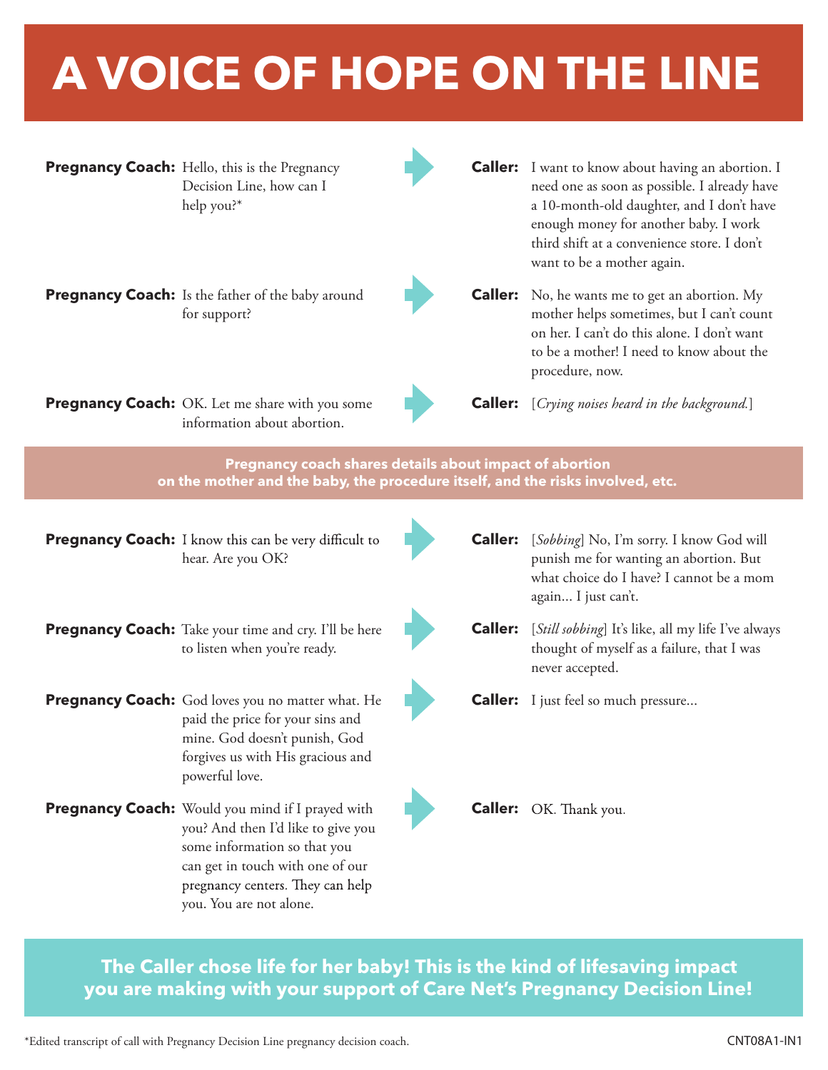# A VOICE OF HOPE ON THE LINE

**Pregnancy Coach:** Hello, this is the Pregnancy Decision Line, how can I help you?*

**Caller:** I want to know about having an abortion. I need one as soon as possible. I already have a 10-month-old daughter, and I don't have enough money for another baby. I work third shift at a convenience store. I don't want to be a mother again.

**Pregnancy Coach:** Is the father of the baby around for support?

**Caller:** No, he wants me to get an abortion. My mother helps sometimes, but I can't count on her. I can't do this alone. I don't want to be a mother! I need to know about the procedure, now.

**Pregnancy Coach:** OK. Let me share with you some information about abortion.

**Caller:** [*Crying noises heard in the background.*]

**Pregnancy coach shares details about impact of abortion on the mother and the baby, the procedure itself, and the risks involved, etc.**

**Pregnancy Coach:** I know this can be very difficult to hear. Are you OK?

**Caller:** [*Sobbing*] No, I'm sorry. I know God will punish me for wanting an abortion. But what choice do I have? I cannot be a mom again... I just can't.

**Pregnancy Coach:** Take your time and cry. I'll be here to listen when you're ready.

**Caller:** [*Still sobbing*] It's like, all my life I've always thought of myself as a failure, that I was never accepted.

**Pregnancy Coach:** God loves you no matter what. He paid the price for your sins and mine. God doesn't punish, God forgives us with His gracious and powerful love.

**Caller:** I just feel so much pressure...

**Pregnancy Coach:** Would you mind if I prayed with you? And then I'd like to give you some information so that you can get in touch with one of our pregnancy centers. They can help you. You are not alone.

**Caller:** OK. Thank you.

**The Caller chose life for her baby! This is the kind of lifesaving impact you are making with your support of Care Net's Pregnancy Decision Line!**

*Edited transcript of call with Pregnancy Decision Line pregnancy decision coach.

CNT08A1-IN1